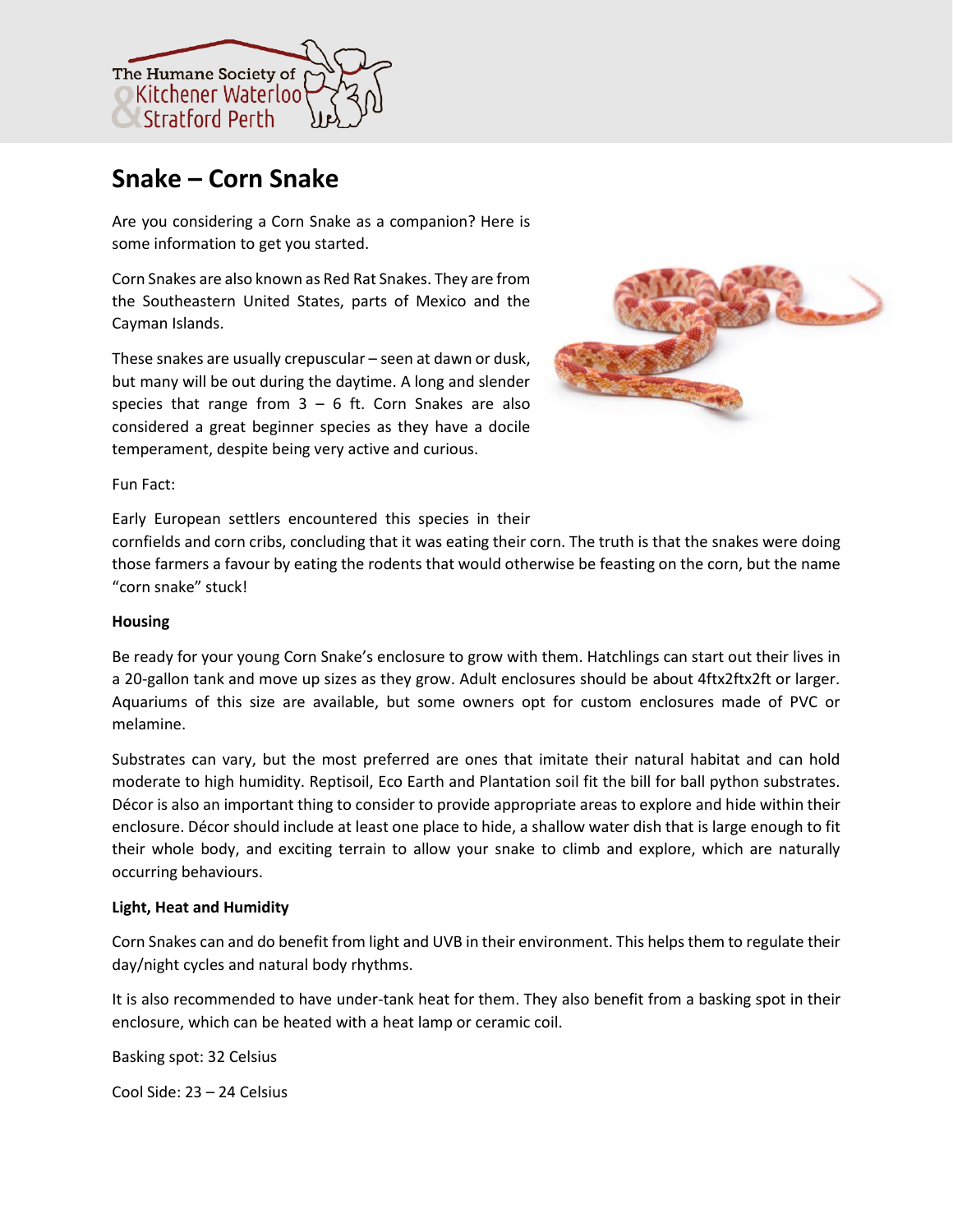# Snake – Corn Snake

Are you considering a Corn Snake as a companion? Here is some information to get you started.

Corn Snakes are also known as Red Rat Snakes. They are from the Southeastern United States, parts of Mexico and the Cayman Islands.

These snakes are usually crepuscular – seen at dawn or dusk, but many will be out during the daytime. A long and slender species that range from 3 – 6 ft. Corn Snakes are also considered a great beginner species as they have a docile temperament, despite being very active and curious.

Fun Fact:

Early European settlers encountered this species in their cornfields and corn cribs, concluding that it was eating their corn. The truth is that the snakes were doing those farmers a favour by eating the rodents that would otherwise be feasting on the corn, but the name "corn snake" stuck!

**Housing**

Be ready for your young Corn Snake's enclosure to grow with them. Hatchlings can start out their lives in a 20-gallon tank and move up sizes as they grow. Adult enclosures should be about 4ftx2ftx2ft or larger. Aquariums of this size are available, but some owners opt for custom enclosures made of PVC or melamine.

Substrates can vary, but the most preferred are ones that imitate their natural habitat and can hold moderate to high humidity. Reptisoil, Eco Earth and Plantation soil fit the bill for ball python substrates. Décor is also an important thing to consider to provide appropriate areas to explore and hide within their enclosure. Décor should include at least one place to hide, a shallow water dish that is large enough to fit their whole body, and exciting terrain to allow your snake to climb and explore, which are naturally occurring behaviours.

**Light, Heat and Humidity**

Corn Snakes can and do benefit from light and UVB in their environment. This helps them to regulate their day/night cycles and natural body rhythms.

It is also recommended to have under-tank heat for them. They also benefit from a basking spot in their enclosure, which can be heated with a heat lamp or ceramic coil.

Basking spot: 32 Celsius

Cool Side: 23 – 24 Celsius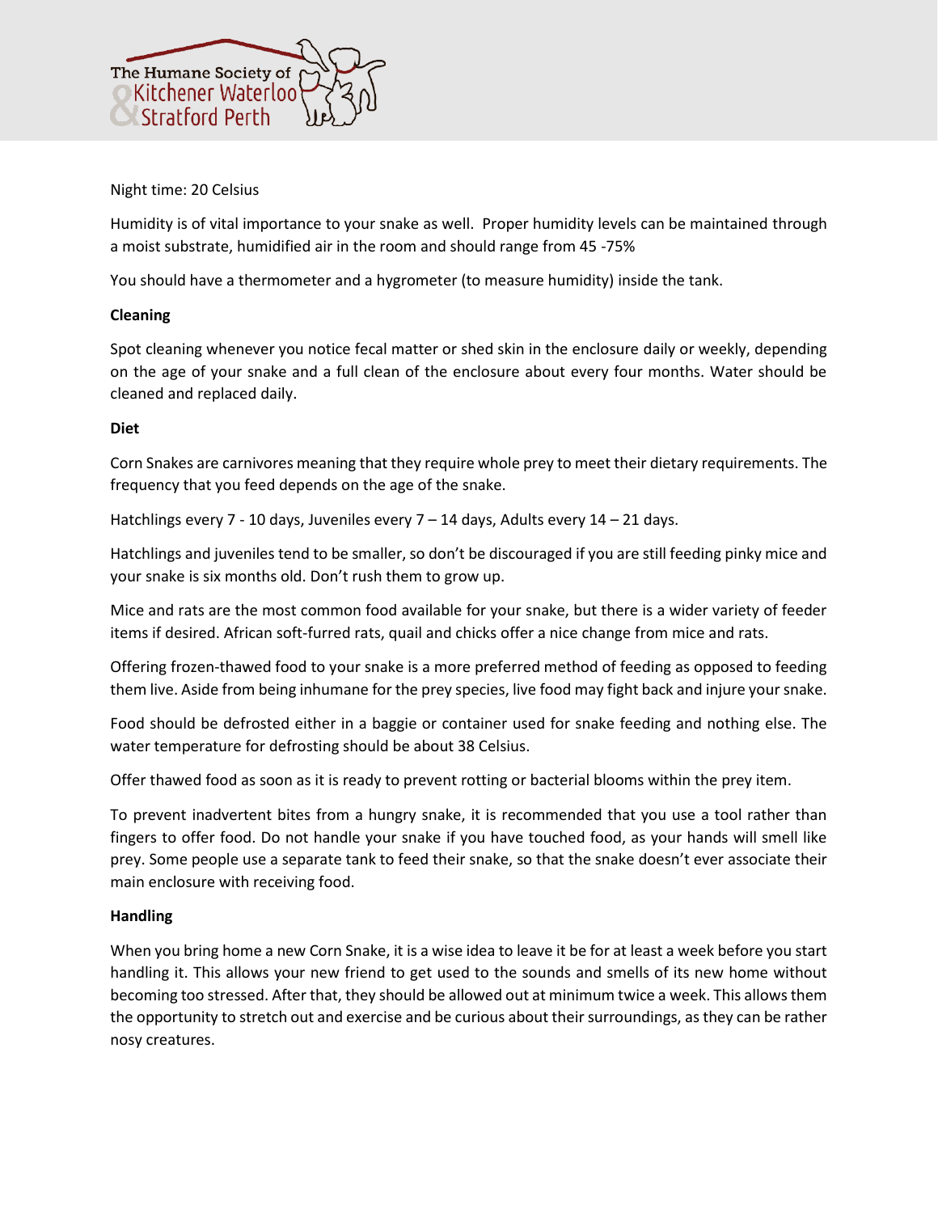Night time: 20 Celsius

Humidity is of vital importance to your snake as well. Proper humidity levels can be maintained through a moist substrate, humidified air in the room and should range from 45 -75%

You should have a thermometer and a hygrometer (to measure humidity) inside the tank.

**Cleaning**

Spot cleaning whenever you notice fecal matter or shed skin in the enclosure daily or weekly, depending on the age of your snake and a full clean of the enclosure about every four months. Water should be cleaned and replaced daily.

**Diet**

Corn Snakes are carnivores meaning that they require whole prey to meet their dietary requirements. The frequency that you feed depends on the age of the snake.

Hatchlings every 7 - 10 days, Juveniles every 7 – 14 days, Adults every 14 – 21 days.

Hatchlings and juveniles tend to be smaller, so don't be discouraged if you are still feeding pinky mice and your snake is six months old. Don't rush them to grow up.

Mice and rats are the most common food available for your snake, but there is a wider variety of feeder items if desired. African soft-furred rats, quail and chicks offer a nice change from mice and rats.

Offering frozen-thawed food to your snake is a more preferred method of feeding as opposed to feeding them live. Aside from being inhumane for the prey species, live food may fight back and injure your snake.

Food should be defrosted either in a baggie or container used for snake feeding and nothing else. The water temperature for defrosting should be about 38 Celsius.

Offer thawed food as soon as it is ready to prevent rotting or bacterial blooms within the prey item.

To prevent inadvertent bites from a hungry snake, it is recommended that you use a tool rather than fingers to offer food. Do not handle your snake if you have touched food, as your hands will smell like prey. Some people use a separate tank to feed their snake, so that the snake doesn't ever associate their main enclosure with receiving food.

**Handling**

When you bring home a new Corn Snake, it is a wise idea to leave it be for at least a week before you start handling it. This allows your new friend to get used to the sounds and smells of its new home without becoming too stressed. After that, they should be allowed out at minimum twice a week. This allows them the opportunity to stretch out and exercise and be curious about their surroundings, as they can be rather nosy creatures.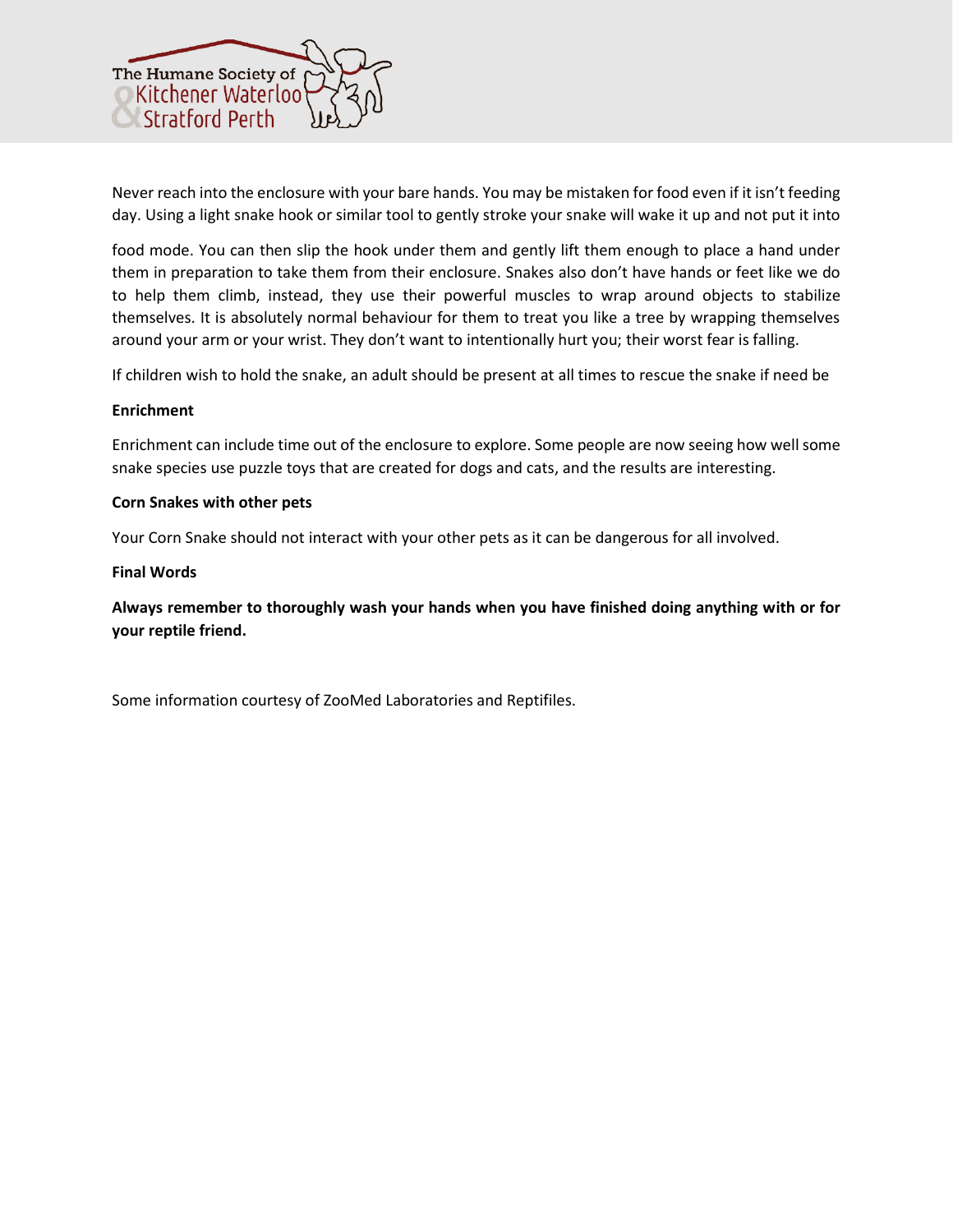Never reach into the enclosure with your bare hands. You may be mistaken for food even if it isn't feeding day. Using a light snake hook or similar tool to gently stroke your snake will wake it up and not put it into

food mode. You can then slip the hook under them and gently lift them enough to place a hand under them in preparation to take them from their enclosure. Snakes also don't have hands or feet like we do to help them climb, instead, they use their powerful muscles to wrap around objects to stabilize themselves. It is absolutely normal behaviour for them to treat you like a tree by wrapping themselves around your arm or your wrist. They don't want to intentionally hurt you; their worst fear is falling.

If children wish to hold the snake, an adult should be present at all times to rescue the snake if need be

**Enrichment**

Enrichment can include time out of the enclosure to explore. Some people are now seeing how well some snake species use puzzle toys that are created for dogs and cats, and the results are interesting.

**Corn Snakes with other pets**

Your Corn Snake should not interact with your other pets as it can be dangerous for all involved.

**Final Words**

**Always remember to thoroughly wash your hands when you have finished doing anything with or for your reptile friend.**

Some information courtesy of ZooMed Laboratories and Reptifiles.